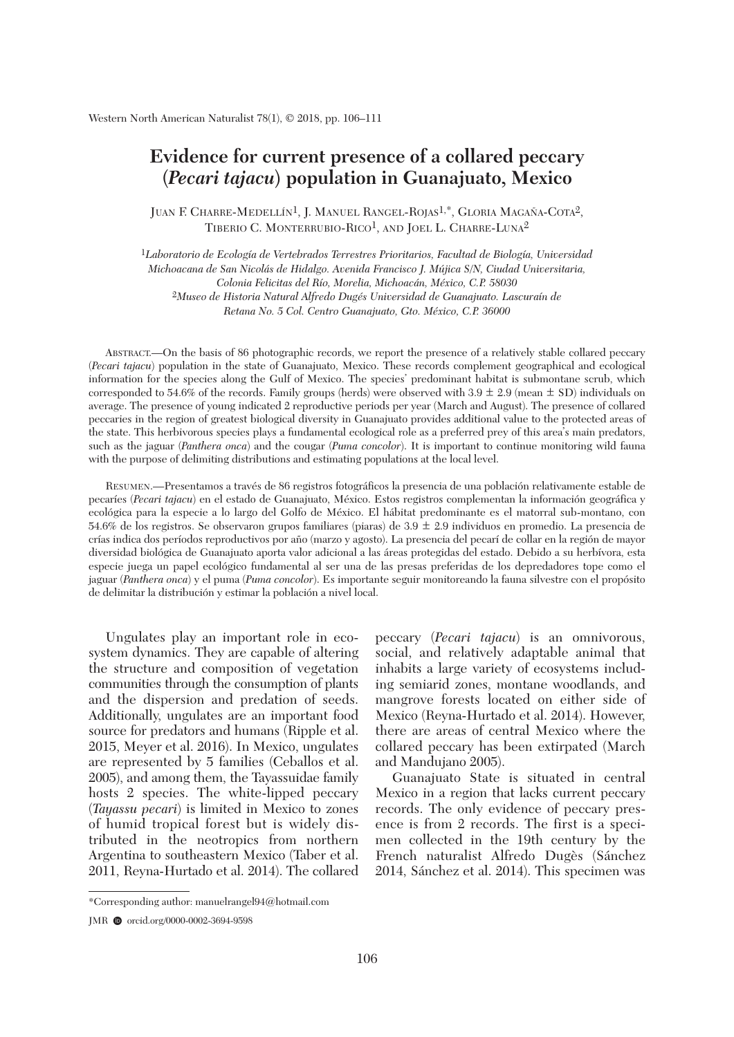# Evidence for current presence of a collared peccary (*Pecari tajacu*) population in Guanajuato, Mexico

Juan F. Charre-Medellín[1], J. Manuel Rangel-Rojas[1,*], Gloria Magaña-Cota[2], Tiberio C. Monterrubio-Rico[1], and Joel L. Charre-Luna[2]

[1]*Laboratorio de Ecología de Vertebrados Terrestres Prioritarios, Facultad de Biología, Universidad Michoacana de San Nicolás de Hidalgo. Avenida Francisco J. Mújica S/N, Ciudad Universitaria, Colonia Felicitas del Río, Morelia, Michoacán, México, C.P. 58030*

[2]*Museo de Historia Natural Alfredo Dugés Universidad de Guanajuato. Lascuraín de Retana No. 5 Col. Centro Guanajuato, Gto. México, C.P. 36000*

Abstract.—On the basis of 86 photographic records, we report the presence of a relatively stable collared peccary (*Pecari tajacu*) population in the state of Guanajuato, Mexico. These records complement geographical and ecological information for the species along the Gulf of Mexico. The species' predominant habitat is submontane scrub, which corresponded to 54.6% of the records. Family groups (herds) were observed with 3.9 ± 2.9 (mean ± SD) individuals on average. The presence of young indicated 2 reproductive periods per year (March and August). The presence of collared peccaries in the region of greatest biological diversity in Guanajuato provides additional value to the protected areas of the state. This herbivorous species plays a fundamental ecological role as a preferred prey of this area's main predators, such as the jaguar (*Panthera onca*) and the cougar (*Puma concolor*). It is important to continue monitoring wild fauna with the purpose of delimiting distributions and estimating populations at the local level.

Resumen.—Presentamos a través de 86 registros fotográficos la presencia de una población relativamente estable de pecaríes (*Pecari tajacu*) en el estado de Guanajuato, México. Estos registros complementan la información geográfica y ecológica para la especie a lo largo del Golfo de México. El hábitat predominante es el matorral sub-montano, con 54.6% de los registros. Se observaron grupos familiares (piaras) de 3.9 ± 2.9 individuos en promedio. La presencia de crías indica dos períodos reproductivos por año (marzo y agosto). La presencia del pecarí de collar en la región de mayor diversidad biológica de Guanajuato aporta valor adicional a las áreas protegidas del estado. Debido a su herbívora, esta especie juega un papel ecológico fundamental al ser una de las presas preferidas de los depredadores tope como el jaguar (*Panthera onca*) y el puma (*Puma concolor*). Es importante seguir monitoreando la fauna silvestre con el propósito de delimitar la distribución y estimar la población a nivel local.

Ungulates play an important role in ecosystem dynamics. They are capable of altering the structure and composition of vegetation communities through the consumption of plants and the dispersion and predation of seeds. Additionally, ungulates are an important food source for predators and humans (Ripple et al. 2015, Meyer et al. 2016). In Mexico, ungulates are represented by 5 families (Ceballos et al. 2005), and among them, the Tayassuidae family hosts 2 species. The white-lipped peccary (*Tayassu pecari*) is limited in Mexico to zones of humid tropical forest but is widely distributed in the neotropics from northern Argentina to southeastern Mexico (Taber et al. 2011, Reyna-Hurtado et al. 2014). The collared peccary (*Pecari tajacu*) is an omnivorous, social, and relatively adaptable animal that inhabits a large variety of ecosystems including semiarid zones, montane woodlands, and mangrove forests located on either side of Mexico (Reyna-Hurtado et al. 2014). However, there are areas of central Mexico where the collared peccary has been extirpated (March and Mandujano 2005).

Guanajuato State is situated in central Mexico in a region that lacks current peccary records. The only evidence of peccary presence is from 2 records. The first is a specimen collected in the 19th century by the French naturalist Alfredo Dugès (Sánchez 2014, Sánchez et al. 2014). This specimen was

*Corresponding author: manuelrangel94@hotmail.com

JMR orcid.org/0000-0002-3694-9598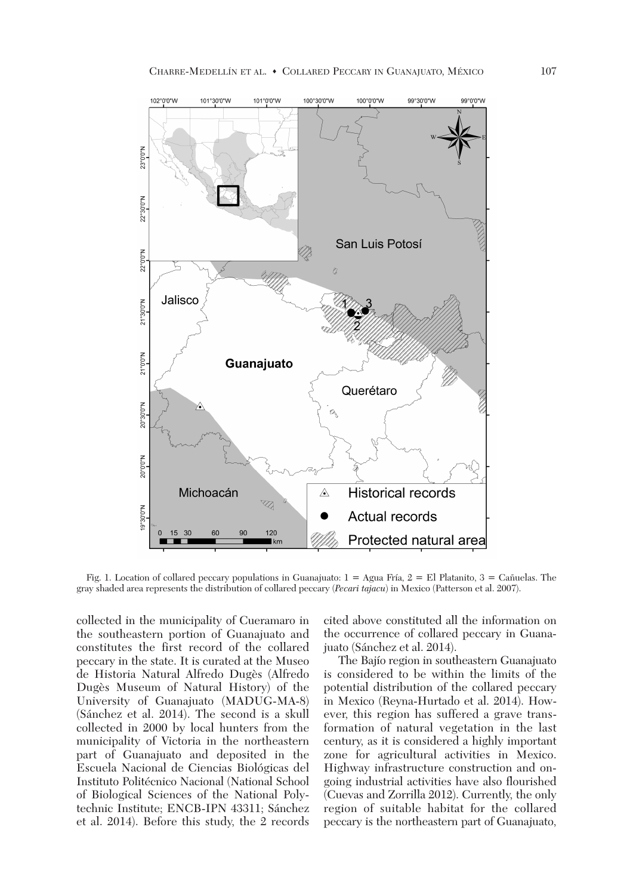Fig. 1. Location of collared peccary populations in Guanajuato: 1 = Agua Fría, 2 = El Platanito, 3 = Cañuelas. The gray shaded area represents the distribution of collared peccary (*Pecari tajacu*) in Mexico (Patterson et al. 2007).

collected in the municipality of Cueramaro in the southeastern portion of Guanajuato and constitutes the first record of the collared peccary in the state. It is curated at the Museo de Historia Natural Alfredo Dugès (Alfredo Dugès Museum of Natural History) of the University of Guanajuato (MADUG-MA-8) (Sánchez et al. 2014). The second is a skull collected in 2000 by local hunters from the municipality of Victoria in the northeastern part of Guanajuato and deposited in the Escuela Nacional de Ciencias Biológicas del Instituto Politécnico Nacional (National School of Biological Sciences of the National Polytechnic Institute; ENCB-IPN 43311; Sánchez et al. 2014). Before this study, the 2 records cited above constituted all the information on the occurrence of collared peccary in Guanajuato (Sánchez et al. 2014).

The Bajío region in southeastern Guanajuato is considered to be within the limits of the potential distribution of the collared peccary in Mexico (Reyna-Hurtado et al. 2014). However, this region has suffered a grave transformation of natural vegetation in the last century, as it is considered a highly important zone for agricultural activities in Mexico. Highway infrastructure construction and ongoing industrial activities have also flourished (Cuevas and Zorrilla 2012). Currently, the only region of suitable habitat for the collared peccary is the northeastern part of Guanajuato,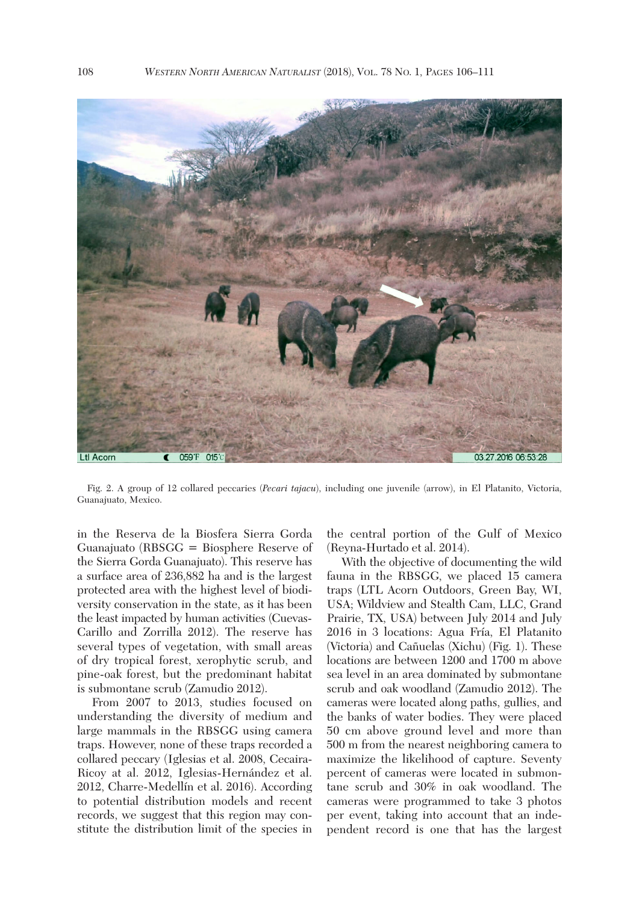Fig. 2. A group of 12 collared peccaries (*Pecari tajacu*), including one juvenile (arrow), in El Platanito, Victoria, Guanajuato, Mexico.

in the Reserva de la Biosfera Sierra Gorda Guanajuato (RBSGG = Biosphere Reserve of the Sierra Gorda Guanajuato). This reserve has a surface area of 236,882 ha and is the largest protected area with the highest level of biodiversity conservation in the state, as it has been the least impacted by human activities (Cuevas-Carillo and Zorrilla 2012). The reserve has several types of vegetation, with small areas of dry tropical forest, xerophytic scrub, and pine-oak forest, but the predominant habitat is submontane scrub (Zamudio 2012).

From 2007 to 2013, studies focused on understanding the diversity of medium and large mammals in the RBSGG using camera traps. However, none of these traps recorded a collared peccary (Iglesias et al. 2008, Cecaira-Ricoy at al. 2012, Iglesias-Hernández et al. 2012, Charre-Medellín et al. 2016). According to potential distribution models and recent records, we suggest that this region may constitute the distribution limit of the species in the central portion of the Gulf of Mexico (Reyna-Hurtado et al. 2014).

With the objective of documenting the wild fauna in the RBSGG, we placed 15 camera traps (LTL Acorn Outdoors, Green Bay, WI, USA; Wildview and Stealth Cam, LLC, Grand Prairie, TX, USA) between July 2014 and July 2016 in 3 locations: Agua Fría, El Platanito (Victoria) and Cañuelas (Xichu) (Fig. 1). These locations are between 1200 and 1700 m above sea level in an area dominated by submontane scrub and oak woodland (Zamudio 2012). The cameras were located along paths, gullies, and the banks of water bodies. They were placed 50 cm above ground level and more than 500 m from the nearest neighboring camera to maximize the likelihood of capture. Seventy percent of cameras were located in submontane scrub and 30% in oak woodland. The cameras were programmed to take 3 photos per event, taking into account that an independent record is one that has the largest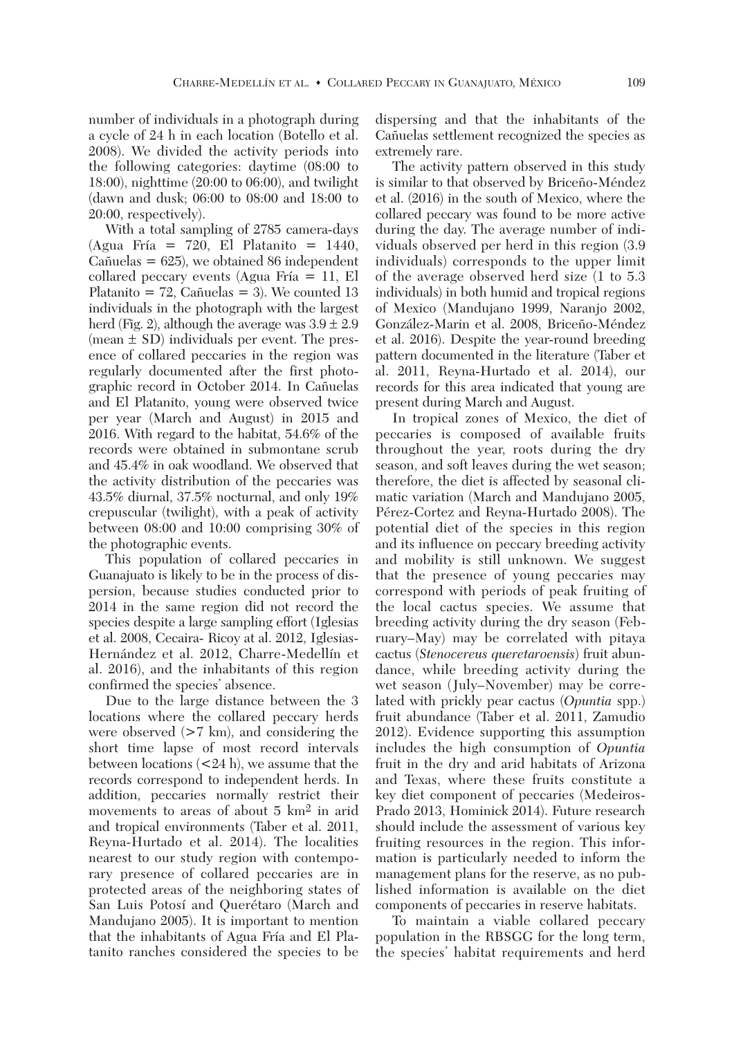number of individuals in a photograph during a cycle of 24 h in each location (Botello et al. 2008). We divided the activity periods into the following categories: daytime (08:00 to 18:00), nighttime (20:00 to 06:00), and twilight (dawn and dusk; 06:00 to 08:00 and 18:00 to 20:00, respectively).

With a total sampling of 2785 camera-days (Agua Fría = 720, El Platanito = 1440, Cañuelas = 625), we obtained 86 independent collared peccary events (Agua Fría = 11, El Platanito = 72, Cañuelas = 3). We counted 13 individuals in the photograph with the largest herd (Fig. 2), although the average was $3.9 \pm 2.9$ (mean ± SD) individuals per event. The presence of collared peccaries in the region was regularly documented after the first photographic record in October 2014. In Cañuelas and El Platanito, young were observed twice per year (March and August) in 2015 and 2016. With regard to the habitat, 54.6% of the records were obtained in submontane scrub and 45.4% in oak woodland. We observed that the activity distribution of the peccaries was 43.5% diurnal, 37.5% nocturnal, and only 19% crepuscular (twilight), with a peak of activity between 08:00 and 10:00 comprising 30% of the photographic events.

This population of collared peccaries in Guanajuato is likely to be in the process of dispersion, because studies conducted prior to 2014 in the same region did not record the species despite a large sampling effort (Iglesias et al. 2008, Cecaira- Ricoy at al. 2012, Iglesias-Hernández et al. 2012, Charre-Medellín et al. 2016), and the inhabitants of this region confirmed the species' absence.

Due to the large distance between the 3 locations where the collared peccary herds were observed (>7 km), and considering the short time lapse of most record intervals between locations (<24 h), we assume that the records correspond to independent herds. In addition, peccaries normally restrict their movements to areas of about 5 $km^2$ in arid and tropical environments (Taber et al. 2011, Reyna-Hurtado et al. 2014). The localities nearest to our study region with contemporary presence of collared peccaries are in protected areas of the neighboring states of San Luis Potosí and Querétaro (March and Mandujano 2005). It is important to mention that the inhabitants of Agua Fría and El Platanito ranches considered the species to be dispersing and that the inhabitants of the Cañuelas settlement recognized the species as extremely rare.

The activity pattern observed in this study is similar to that observed by Briceño-Méndez et al. (2016) in the south of Mexico, where the collared peccary was found to be more active during the day. The average number of individuals observed per herd in this region (3.9 individuals) corresponds to the upper limit of the average observed herd size (1 to 5.3 individuals) in both humid and tropical regions of Mexico (Mandujano 1999, Naranjo 2002, González-Marin et al. 2008, Briceño-Méndez et al. 2016). Despite the year-round breeding pattern documented in the literature (Taber et al. 2011, Reyna-Hurtado et al. 2014), our records for this area indicated that young are present during March and August.

In tropical zones of Mexico, the diet of peccaries is composed of available fruits throughout the year, roots during the dry season, and soft leaves during the wet season; therefore, the diet is affected by seasonal climatic variation (March and Mandujano 2005, Pérez-Cortez and Reyna-Hurtado 2008). The potential diet of the species in this region and its influence on peccary breeding activity and mobility is still unknown. We suggest that the presence of young peccaries may correspond with periods of peak fruiting of the local cactus species. We assume that breeding activity during the dry season (February–May) may be correlated with pitaya cactus (*Stenocereus queretaroensis*) fruit abundance, while breeding activity during the wet season (July–November) may be correlated with prickly pear cactus (*Opuntia* spp.) fruit abundance (Taber et al. 2011, Zamudio 2012). Evidence supporting this assumption includes the high consumption of *Opuntia* fruit in the dry and arid habitats of Arizona and Texas, where these fruits constitute a key diet component of peccaries (Medeiros-Prado 2013, Hominick 2014). Future research should include the assessment of various key fruiting resources in the region. This information is particularly needed to inform the management plans for the reserve, as no published information is available on the diet components of peccaries in reserve habitats.

To maintain a viable collared peccary population in the RBSGG for the long term, the species' habitat requirements and herd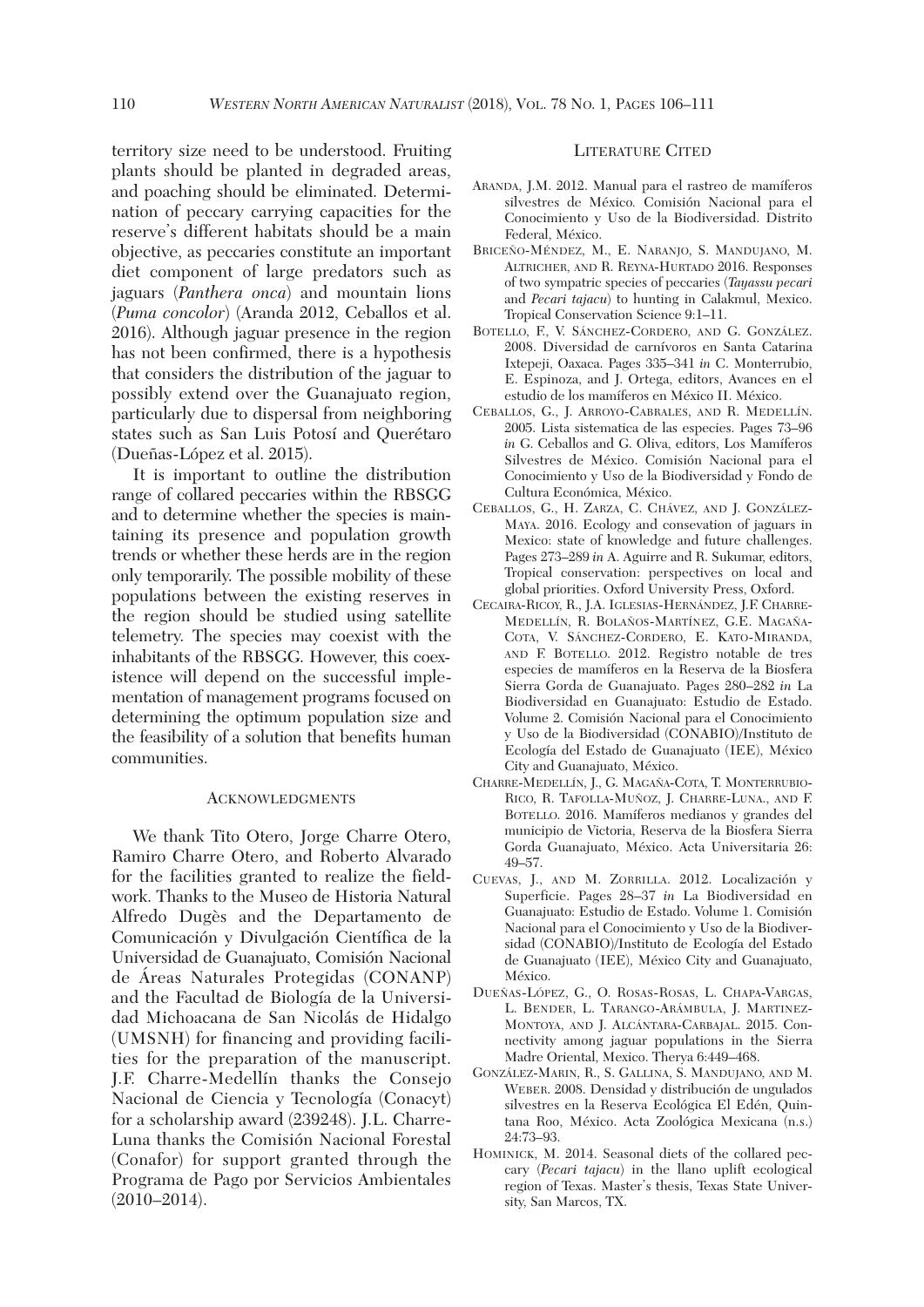territory size need to be understood. Fruiting plants should be planted in degraded areas, and poaching should be eliminated. Determination of peccary carrying capacities for the reserve's different habitats should be a main objective, as peccaries constitute an important diet component of large predators such as jaguars (*Panthera onca*) and mountain lions (*Puma concolor*) (Aranda 2012, Ceballos et al. 2016). Although jaguar presence in the region has not been confirmed, there is a hypothesis that considers the distribution of the jaguar to possibly extend over the Guanajuato region, particularly due to dispersal from neighboring states such as San Luis Potosí and Querétaro (Dueñas-López et al. 2015).

It is important to outline the distribution range of collared peccaries within the RBSGG and to determine whether the species is maintaining its presence and population growth trends or whether these herds are in the region only temporarily. The possible mobility of these populations between the existing reserves in the region should be studied using satellite telemetry. The species may coexist with the inhabitants of the RBSGG. However, this coexistence will depend on the successful implementation of management programs focused on determining the optimum population size and the feasibility of a solution that benefits human communities.

## Acknowledgments

We thank Tito Otero, Jorge Charre Otero, Ramiro Charre Otero, and Roberto Alvarado for the facilities granted to realize the fieldwork. Thanks to the Museo de Historia Natural Alfredo Dugès and the Departamento de Comunicación y Divulgación Científica de la Universidad de Guanajuato, Comisión Nacional de Áreas Naturales Protegidas (CONANP) and the Facultad de Biología de la Universidad Michoacana de San Nicolás de Hidalgo (UMSNH) for financing and providing facilities for the preparation of the manuscript. J.F. Charre-Medellín thanks the Consejo Nacional de Ciencia y Tecnología (Conacyt) for a scholarship award (239248). J.L. Charre-Luna thanks the Comisión Nacional Forestal (Conafor) for support granted through the Programa de Pago por Servicios Ambientales (2010–2014).

## Literature Cited

Aranda, J.M. 2012. Manual para el rastreo de mamíferos silvestres de México. Comisión Nacional para el Conocimiento y Uso de la Biodiversidad. Distrito Federal, México.

Briceño-Méndez, M., E. Naranjo, S. Mandujano, M. Altricher, and R. Reyna-Hurtado 2016. Responses of two sympatric species of peccaries (*Tayassu pecari* and *Pecari tajacu*) to hunting in Calakmul, Mexico. Tropical Conservation Science 9:1–11.

Botello, F., V. Sánchez-Cordero, and G. González. 2008. Diversidad de carnívoros en Santa Catarina Ixtepeji, Oaxaca. Pages 335–341 *in* C. Monterrubio, E. Espinoza, and J. Ortega, editors, Avances en el estudio de los mamíferos en México II. México.

Ceballos, G., J. Arroyo-Cabrales, and R. Medellín. 2005. Lista sistematica de las especies. Pages 73–96 *in* G. Ceballos and G. Oliva, editors, Los Mamíferos Silvestres de México. Comisión Nacional para el Conocimiento y Uso de la Biodiversidad y Fondo de Cultura Económica, México.

Ceballos, G., H. Zarza, C. Chávez, and J. González-Maya. 2016. Ecology and consevation of jaguars in Mexico: state of knowledge and future challenges. Pages 273–289 *in* A. Aguirre and R. Sukumar, editors, Tropical conservation: perspectives on local and global priorities. Oxford University Press, Oxford.

Cecaira-Ricoy, R., J.A. Iglesias-Hernández, J.F. Charre-Medellín, R. Bolaños-Martínez, G.E. Magaña-Cota, V. Sánchez-Cordero, E. Kato-Miranda, and F. Botello. 2012. Registro notable de tres especies de mamíferos en la Reserva de la Biosfera Sierra Gorda de Guanajuato. Pages 280–282 *in* La Biodiversidad en Guanajuato: Estudio de Estado. Volume 2. Comisión Nacional para el Conocimiento y Uso de la Biodiversidad (CONABIO)/Instituto de Ecología del Estado de Guanajuato (IEE), México City and Guanajuato, México.

Charre-Medellín, J., G. Magaña-Cota, T. Monterrubio-Rico, R. Tafolla-Muñoz, J. Charre-Luna., and F. Botello. 2016. Mamíferos medianos y grandes del municipio de Victoria, Reserva de la Biosfera Sierra Gorda Guanajuato, México. Acta Universitaria 26: 49–57.

Cuevas, J., and M. Zorrilla. 2012. Localización y Superficie. Pages 28–37 *in* La Biodiversidad en Guanajuato: Estudio de Estado. Volume 1. Comisión Nacional para el Conocimiento y Uso de la Biodiversidad (CONABIO)/Instituto de Ecología del Estado de Guanajuato (IEE), México City and Guanajuato, México.

Dueñas-López, G., O. Rosas-Rosas, L. Chapa-Vargas, L. Bender, L. Tarango-Arámbula, J. Martinez-Montoya, and J. Alcántara-Carbajal. 2015. Connectivity among jaguar populations in the Sierra Madre Oriental, Mexico. Therya 6:449–468.

González-Marin, R., S. Gallina, S. Mandujano, and M. Weber. 2008. Densidad y distribución de ungulados silvestres en la Reserva Ecológica El Edén, Quintana Roo, México. Acta Zoológica Mexicana (n.s.) 24:73–93.

Hominick, M. 2014. Seasonal diets of the collared peccary (*Pecari tajacu*) in the llano uplift ecological region of Texas. Master's thesis, Texas State University, San Marcos, TX.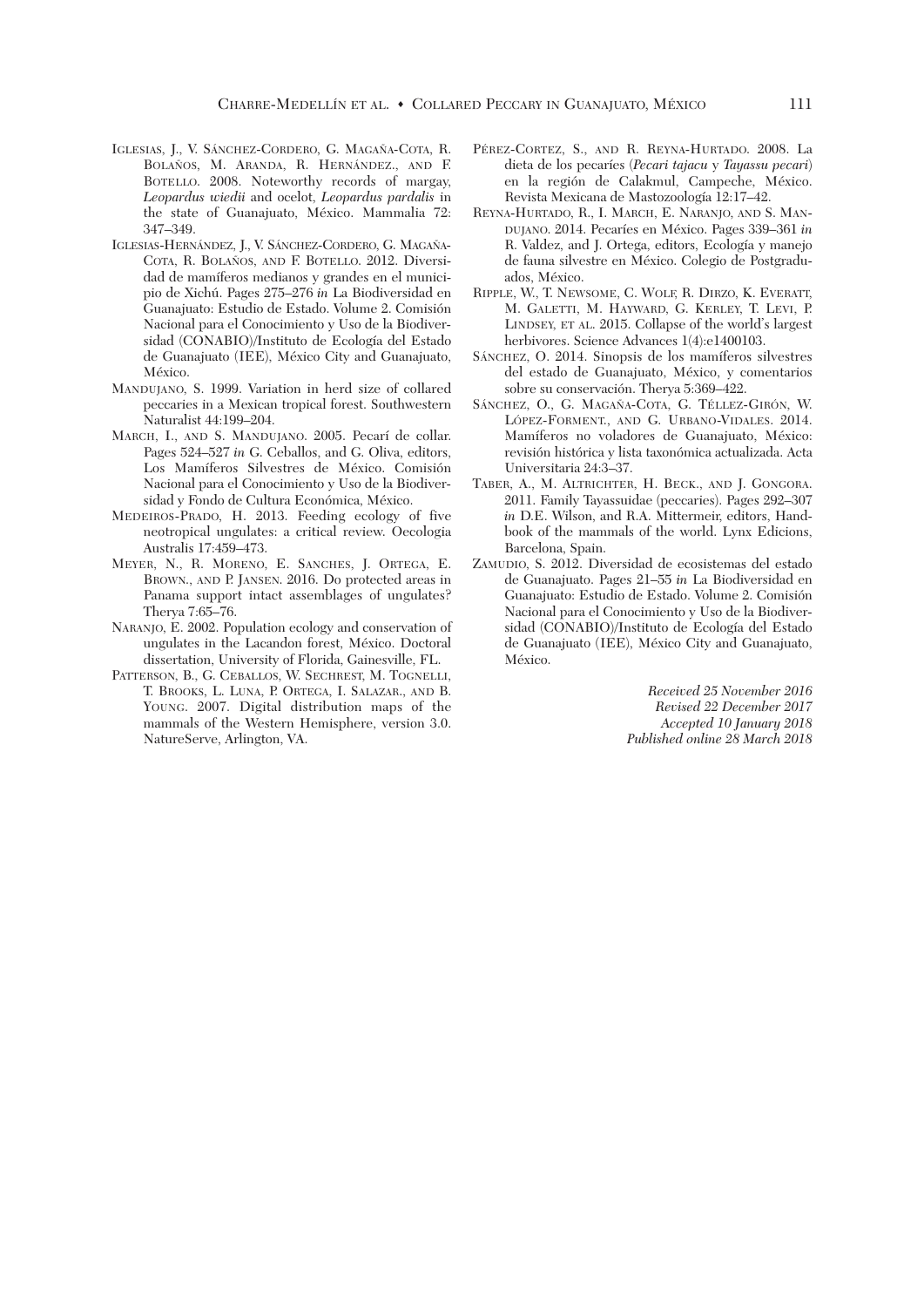Iglesias, J., V. Sánchez-Cordero, G. Magaña-Cota, R. Bolaños, M. Aranda, R. Hernández., and F. Botello. 2008. Noteworthy records of margay, *Leopardus wiedii* and ocelot, *Leopardus pardalis* in the state of Guanajuato, México. Mammalia 72: 347–349.

Iglesias-Hernández, J., V. Sánchez-Cordero, G. Magaña-Cota, R. Bolaños, and F. Botello. 2012. Diversidad de mamíferos medianos y grandes en el municipio de Xichú. Pages 275–276 *in* La Biodiversidad en Guanajuato: Estudio de Estado. Volume 2. Comisión Nacional para el Conocimiento y Uso de la Biodiversidad (CONABIO)/Instituto de Ecología del Estado de Guanajuato (IEE), México City and Guanajuato, México.

Mandujano, S. 1999. Variation in herd size of collared peccaries in a Mexican tropical forest. Southwestern Naturalist 44:199–204.

March, I., and S. Mandujano. 2005. Pecarí de collar. Pages 524–527 *in* G. Ceballos, and G. Oliva, editors, Los Mamíferos Silvestres de México. Comisión Nacional para el Conocimiento y Uso de la Biodiversidad y Fondo de Cultura Económica, México.

Medeiros-Prado, H. 2013. Feeding ecology of five neotropical ungulates: a critical review. Oecologia Australis 17:459–473.

Meyer, N., R. Moreno, E. Sanches, J. Ortega, E. Brown., and P. Jansen. 2016. Do protected areas in Panama support intact assemblages of ungulates? Therya 7:65–76.

Naranjo, E. 2002. Population ecology and conservation of ungulates in the Lacandon forest, México. Doctoral dissertation, University of Florida, Gainesville, FL.

Patterson, B., G. Ceballos, W. Sechrest, M. Tognelli, T. Brooks, L. Luna, P. Ortega, I. Salazar., and B. Young. 2007. Digital distribution maps of the mammals of the Western Hemisphere, version 3.0. NatureServe, Arlington, VA.

Pérez-Cortez, S., and R. Reyna-Hurtado. 2008. La dieta de los pecaríes (*Pecari tajacu* y *Tayassu pecari*) en la región de Calakmul, Campeche, México. Revista Mexicana de Mastozoología 12:17–42.

Reyna-Hurtado, R., I. March, E. Naranjo, and S. Mandujano. 2014. Pecaríes en México. Pages 339–361 *in* R. Valdez, and J. Ortega, editors, Ecología y manejo de fauna silvestre en México. Colegio de Postgraduados, México.

Ripple, W., T. Newsome, C. Wolf, R. Dirzo, K. Everatt, M. Galetti, M. Hayward, G. Kerley, T. Levi, P. Lindsey, et al. 2015. Collapse of the world's largest herbivores. Science Advances 1(4):e1400103.

Sánchez, O. 2014. Sinopsis de los mamíferos silvestres del estado de Guanajuato, México, y comentarios sobre su conservación. Therya 5:369–422.

Sánchez, O., G. Magaña-Cota, G. Téllez-Girón, W. López-Forment., and G. Urbano-Vidales. 2014. Mamíferos no voladores de Guanajuato, México: revisión histórica y lista taxonómica actualizada. Acta Universitaria 24:3–37.

Taber, A., M. Altrichter, H. Beck., and J. Gongora. 2011. Family Tayassuidae (peccaries). Pages 292–307 *in* D.E. Wilson, and R.A. Mittermeir, editors, Handbook of the mammals of the world. Lynx Edicions, Barcelona, Spain.

Zamudio, S. 2012. Diversidad de ecosistemas del estado de Guanajuato. Pages 21–55 *in* La Biodiversidad en Guanajuato: Estudio de Estado. Volume 2. Comisión Nacional para el Conocimiento y Uso de la Biodiversidad (CONABIO)/Instituto de Ecología del Estado de Guanajuato (IEE), México City and Guanajuato, México.

*Received 25 November 2016*
*Revised 22 December 2017*
*Accepted 10 January 2018*
*Published online 28 March 2018*